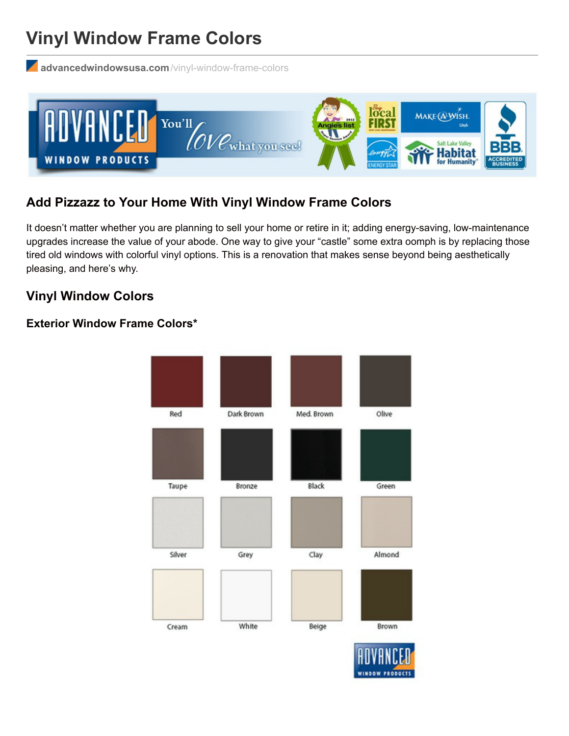# Vinyl Window Frame Colors

advancedwindowsusa.com/vinyl-window-frame-colors

## Add Pizzazz to Your Home With Vinyl Window Frame Colors

It doesn't matter whether you are planning to sell your home or retire in it; adding energy-saving, low-maintenance upgrades increase the value of your abode. One way to give your "castle" some extra oomph is by replacing those tired old windows with colorful vinyl options. This is a renovation that makes sense beyond being aesthetically pleasing, and here's why.

## Vinyl Window Colors

### Exterior Window Frame Colors*

Red, Dark Brown, Med. Brown, Olive, Taupe, Bronze, Black, Green, Silver, Grey, Clay, Almond, Cream, White, Beige, Brown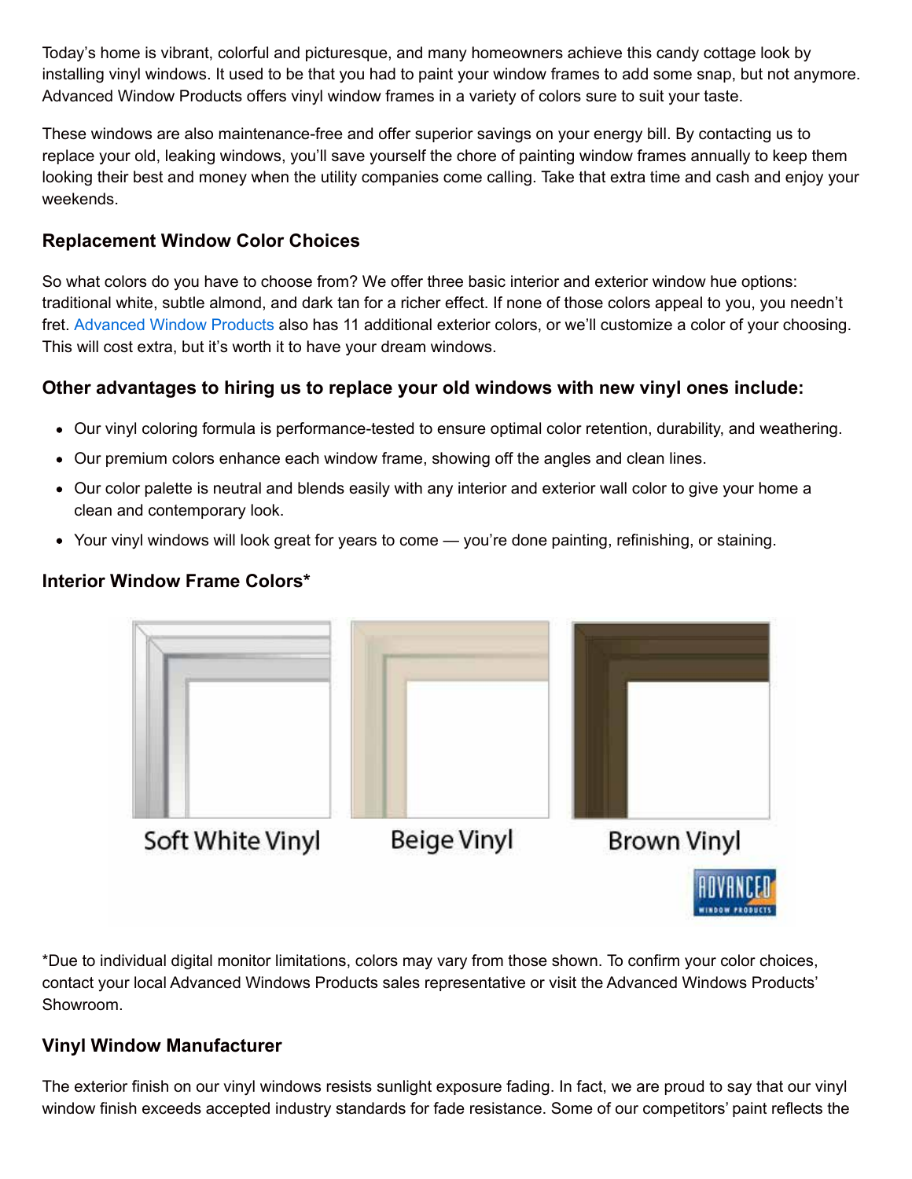Today's home is vibrant, colorful and picturesque, and many homeowners achieve this candy cottage look by installing vinyl windows. It used to be that you had to paint your window frames to add some snap, but not anymore. Advanced Window Products offers vinyl window frames in a variety of colors sure to suit your taste.

These windows are also maintenance-free and offer superior savings on your energy bill. By contacting us to replace your old, leaking windows, you'll save yourself the chore of painting window frames annually to keep them looking their best and money when the utility companies come calling. Take that extra time and cash and enjoy your weekends.

### Replacement Window Color Choices

So what colors do you have to choose from? We offer three basic interior and exterior window hue options: traditional white, subtle almond, and dark tan for a richer effect. If none of those colors appeal to you, you needn't fret. Advanced Window Products also has 11 additional exterior colors, or we'll customize a color of your choosing. This will cost extra, but it's worth it to have your dream windows.

### Other advantages to hiring us to replace your old windows with new vinyl ones include:

- Our vinyl coloring formula is performance-tested to ensure optimal color retention, durability, and weathering.
- Our premium colors enhance each window frame, showing off the angles and clean lines.
- Our color palette is neutral and blends easily with any interior and exterior wall color to give your home a clean and contemporary look.
- Your vinyl windows will look great for years to come — you're done painting, refinishing, or staining.

### Interior Window Frame Colors*

Soft White Vinyl | Beige Vinyl | Brown Vinyl

*Due to individual digital monitor limitations, colors may vary from those shown. To confirm your color choices, contact your local Advanced Windows Products sales representative or visit the Advanced Windows Products' Showroom.

### Vinyl Window Manufacturer

The exterior finish on our vinyl windows resists sunlight exposure fading. In fact, we are proud to say that our vinyl window finish exceeds accepted industry standards for fade resistance. Some of our competitors' paint reflects the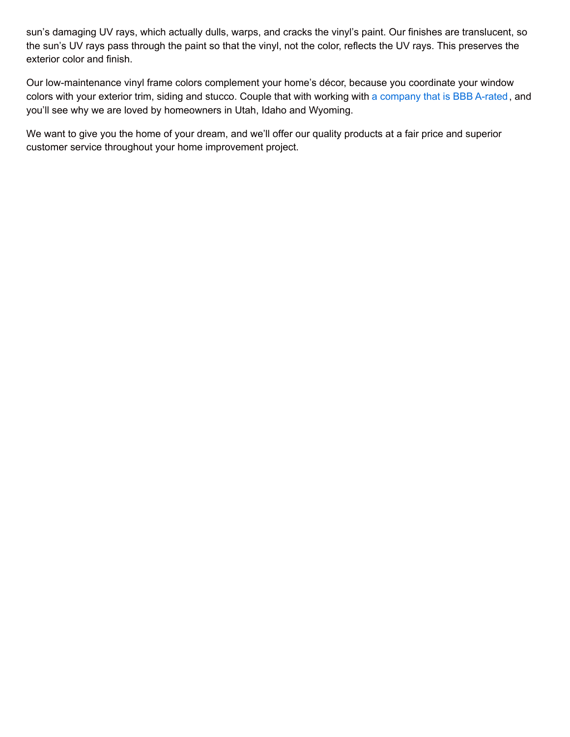sun’s damaging UV rays, which actually dulls, warps, and cracks the vinyl’s paint. Our finishes are translucent, so the sun’s UV rays pass through the paint so that the vinyl, not the color, reflects the UV rays. This preserves the exterior color and finish.

Our low-maintenance vinyl frame colors complement your home’s décor, because you coordinate your window colors with your exterior trim, siding and stucco. Couple that with working with a company that is BBB A-rated, and you’ll see why we are loved by homeowners in Utah, Idaho and Wyoming.

We want to give you the home of your dream, and we’ll offer our quality products at a fair price and superior customer service throughout your home improvement project.